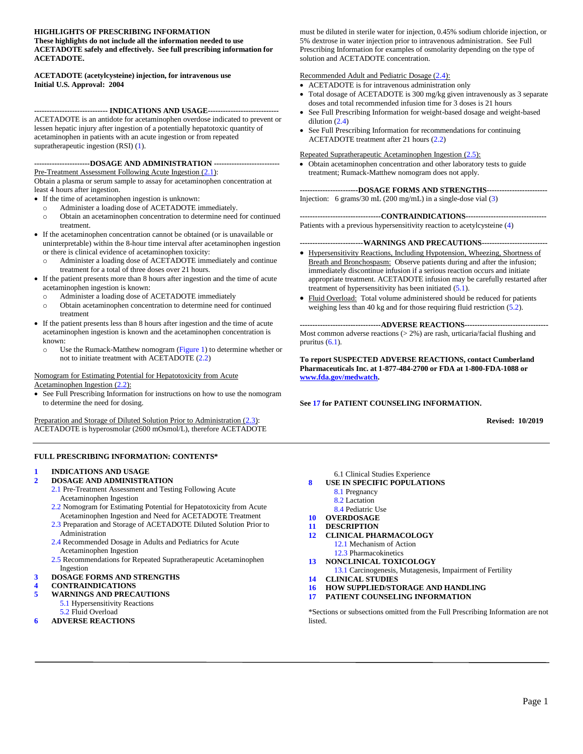**HIGHLIGHTS OF PRESCRIBING INFORMATION**
**These highlights do not include all the information needed to use ACETADOTE safely and effectively. See full prescribing information for ACETADOTE.**

**ACETADOTE (acetylcysteine) injection, for intravenous use**
**Initial U.S. Approval: 2004**

## INDICATIONS AND USAGE

ACETADOTE is an antidote for acetaminophen overdose indicated to prevent or lessen hepatic injury after ingestion of a potentially hepatotoxic quantity of acetaminophen in patients with an acute ingestion or from repeated supratherapeutic ingestion (RSI) (1).

## DOSAGE AND ADMINISTRATION

Pre-Treatment Assessment Following Acute Ingestion (2.1):
Obtain a plasma or serum sample to assay for acetaminophen concentration at least 4 hours after ingestion.

- If the time of acetaminophen ingestion is unknown:
  - Administer a loading dose of ACETADOTE immediately.
  - Obtain an acetaminophen concentration to determine need for continued treatment.
- If the acetaminophen concentration cannot be obtained (or is unavailable or uninterpretable) within the 8-hour time interval after acetaminophen ingestion or there is clinical evidence of acetaminophen toxicity:
  - Administer a loading dose of ACETADOTE immediately and continue treatment for a total of three doses over 21 hours.
- If the patient presents more than 8 hours after ingestion and the time of acute acetaminophen ingestion is known:
  - Administer a loading dose of ACETADOTE immediately
  - Obtain acetaminophen concentration to determine need for continued treatment
- If the patient presents less than 8 hours after ingestion and the time of acute acetaminophen ingestion is known and the acetaminophen concentration is known:
  - Use the Rumack-Matthew nomogram (Figure 1) to determine whether or not to initiate treatment with ACETADOTE (2.2)

Nomogram for Estimating Potential for Hepatotoxicity from Acute Acetaminophen Ingestion (2.2):

- See Full Prescribing Information for instructions on how to use the nomogram to determine the need for dosing.

Preparation and Storage of Diluted Solution Prior to Administration (2.3):
ACETADOTE is hyperosmolar (2600 mOsmol/L), therefore ACETADOTE must be diluted in sterile water for injection, 0.45% sodium chloride injection, or 5% dextrose in water injection prior to intravenous administration. See Full Prescribing Information for examples of osmolarity depending on the type of solution and ACETADOTE concentration.

Recommended Adult and Pediatric Dosage (2.4):

- ACETADOTE is for intravenous administration only
- Total dosage of ACETADOTE is 300 mg/kg given intravenously as 3 separate doses and total recommended infusion time for 3 doses is 21 hours
- See Full Prescribing Information for weight-based dosage and weight-based dilution (2.4)
- See Full Prescribing Information for recommendations for continuing ACETADOTE treatment after 21 hours (2.2)

Repeated Supratherapeutic Acetaminophen Ingestion (2.5):

- Obtain acetaminophen concentration and other laboratory tests to guide treatment; Rumack-Matthew nomogram does not apply.

## DOSAGE FORMS AND STRENGTHS

Injection: 6 grams/30 mL (200 mg/mL) in a single-dose vial (3)

## CONTRAINDICATIONS

Patients with a previous hypersensitivity reaction to acetylcysteine (4)

## WARNINGS AND PRECAUTIONS

- Hypersensitivity Reactions, Including Hypotension, Wheezing, Shortness of Breath and Bronchospasm: Observe patients during and after the infusion; immediately discontinue infusion if a serious reaction occurs and initiate appropriate treatment. ACETADOTE infusion may be carefully restarted after treatment of hypersensitivity has been initiated (5.1).
- Fluid Overload: Total volume administered should be reduced for patients weighing less than 40 kg and for those requiring fluid restriction (5.2).

## ADVERSE REACTIONS

Most common adverse reactions (> 2%) are rash, urticaria/facial flushing and pruritus (6.1).

**To report SUSPECTED ADVERSE REACTIONS, contact Cumberland Pharmaceuticals Inc. at 1-877-484-2700 or FDA at 1-800-FDA-1088 or www.fda.gov/medwatch.**

**See 17 for PATIENT COUNSELING INFORMATION.**

**Revised: 10/2019**

---

**FULL PRESCRIBING INFORMATION: CONTENTS***

**1 INDICATIONS AND USAGE**
**2 DOSAGE AND ADMINISTRATION**
- 2.1 Pre-Treatment Assessment and Testing Following Acute Acetaminophen Ingestion
- 2.2 Nomogram for Estimating Potential for Hepatotoxicity from Acute Acetaminophen Ingestion and Need for ACETADOTE Treatment
- 2.3 Preparation and Storage of ACETADOTE Diluted Solution Prior to Administration
- 2.4 Recommended Dosage in Adults and Pediatrics for Acute Acetaminophen Ingestion
- 2.5 Recommendations for Repeated Supratherapeutic Acetaminophen Ingestion

**3 DOSAGE FORMS AND STRENGTHS**
**4 CONTRAINDICATIONS**
**5 WARNINGS AND PRECAUTIONS**
- 5.1 Hypersensitivity Reactions
- 5.2 Fluid Overload

**6 ADVERSE REACTIONS**
- 6.1 Clinical Studies Experience

**8 USE IN SPECIFIC POPULATIONS**
- 8.1 Pregnancy
- 8.2 Lactation
- 8.4 Pediatric Use

**10 OVERDOSAGE**
**11 DESCRIPTION**
**12 CLINICAL PHARMACOLOGY**
- 12.1 Mechanism of Action
- 12.3 Pharmacokinetics

**13 NONCLINICAL TOXICOLOGY**
- 13.1 Carcinogenesis, Mutagenesis, Impairment of Fertility

**14 CLINICAL STUDIES**
**16 HOW SUPPLIED/STORAGE AND HANDLING**
**17 PATIENT COUNSELING INFORMATION**

*Sections or subsections omitted from the Full Prescribing Information are not listed.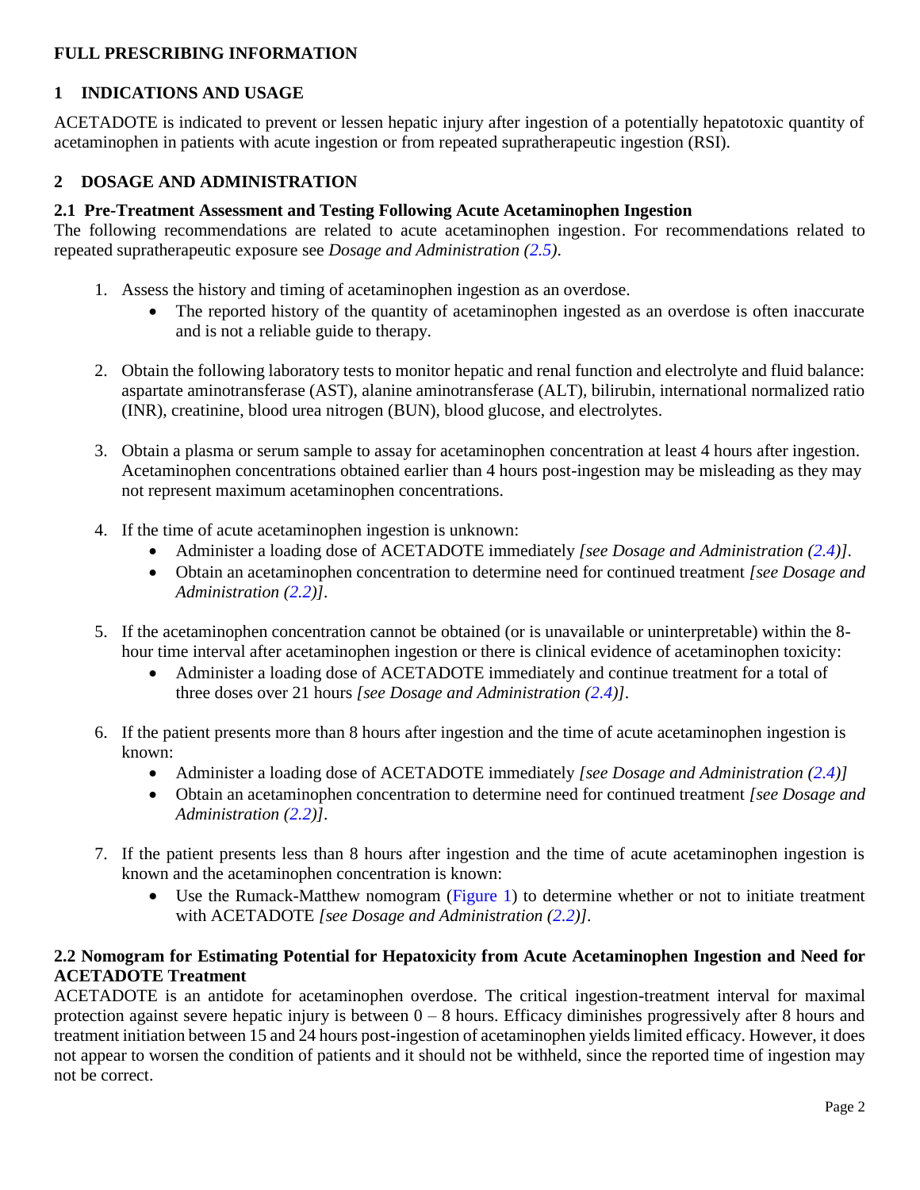# FULL PRESCRIBING INFORMATION

## 1 INDICATIONS AND USAGE

ACETADOTE is indicated to prevent or lessen hepatic injury after ingestion of a potentially hepatotoxic quantity of acetaminophen in patients with acute ingestion or from repeated supratherapeutic ingestion (RSI).

## 2 DOSAGE AND ADMINISTRATION

### 2.1 Pre-Treatment Assessment and Testing Following Acute Acetaminophen Ingestion

The following recommendations are related to acute acetaminophen ingestion. For recommendations related to repeated supratherapeutic exposure see *Dosage and Administration (2.5)*.

1. Assess the history and timing of acetaminophen ingestion as an overdose.
   - The reported history of the quantity of acetaminophen ingested as an overdose is often inaccurate and is not a reliable guide to therapy.

2. Obtain the following laboratory tests to monitor hepatic and renal function and electrolyte and fluid balance: aspartate aminotransferase (AST), alanine aminotransferase (ALT), bilirubin, international normalized ratio (INR), creatinine, blood urea nitrogen (BUN), blood glucose, and electrolytes.

3. Obtain a plasma or serum sample to assay for acetaminophen concentration at least 4 hours after ingestion. Acetaminophen concentrations obtained earlier than 4 hours post-ingestion may be misleading as they may not represent maximum acetaminophen concentrations.

4. If the time of acute acetaminophen ingestion is unknown:
   - Administer a loading dose of ACETADOTE immediately *[see Dosage and Administration (2.4)]*.
   - Obtain an acetaminophen concentration to determine need for continued treatment *[see Dosage and Administration (2.2)]*.

5. If the acetaminophen concentration cannot be obtained (or is unavailable or uninterpretable) within the 8-hour time interval after acetaminophen ingestion or there is clinical evidence of acetaminophen toxicity:
   - Administer a loading dose of ACETADOTE immediately and continue treatment for a total of three doses over 21 hours *[see Dosage and Administration (2.4)]*.

6. If the patient presents more than 8 hours after ingestion and the time of acute acetaminophen ingestion is known:
   - Administer a loading dose of ACETADOTE immediately *[see Dosage and Administration (2.4)]*
   - Obtain an acetaminophen concentration to determine need for continued treatment *[see Dosage and Administration (2.2)]*.

7. If the patient presents less than 8 hours after ingestion and the time of acute acetaminophen ingestion is known and the acetaminophen concentration is known:
   - Use the Rumack-Matthew nomogram (Figure 1) to determine whether or not to initiate treatment with ACETADOTE *[see Dosage and Administration (2.2)]*.

### 2.2 Nomogram for Estimating Potential for Hepatotoxicity from Acute Acetaminophen Ingestion and Need for ACETADOTE Treatment

ACETADOTE is an antidote for acetaminophen overdose. The critical ingestion-treatment interval for maximal protection against severe hepatic injury is between 0 – 8 hours. Efficacy diminishes progressively after 8 hours and treatment initiation between 15 and 24 hours post-ingestion of acetaminophen yields limited efficacy. However, it does not appear to worsen the condition of patients and it should not be withheld, since the reported time of ingestion may not be correct.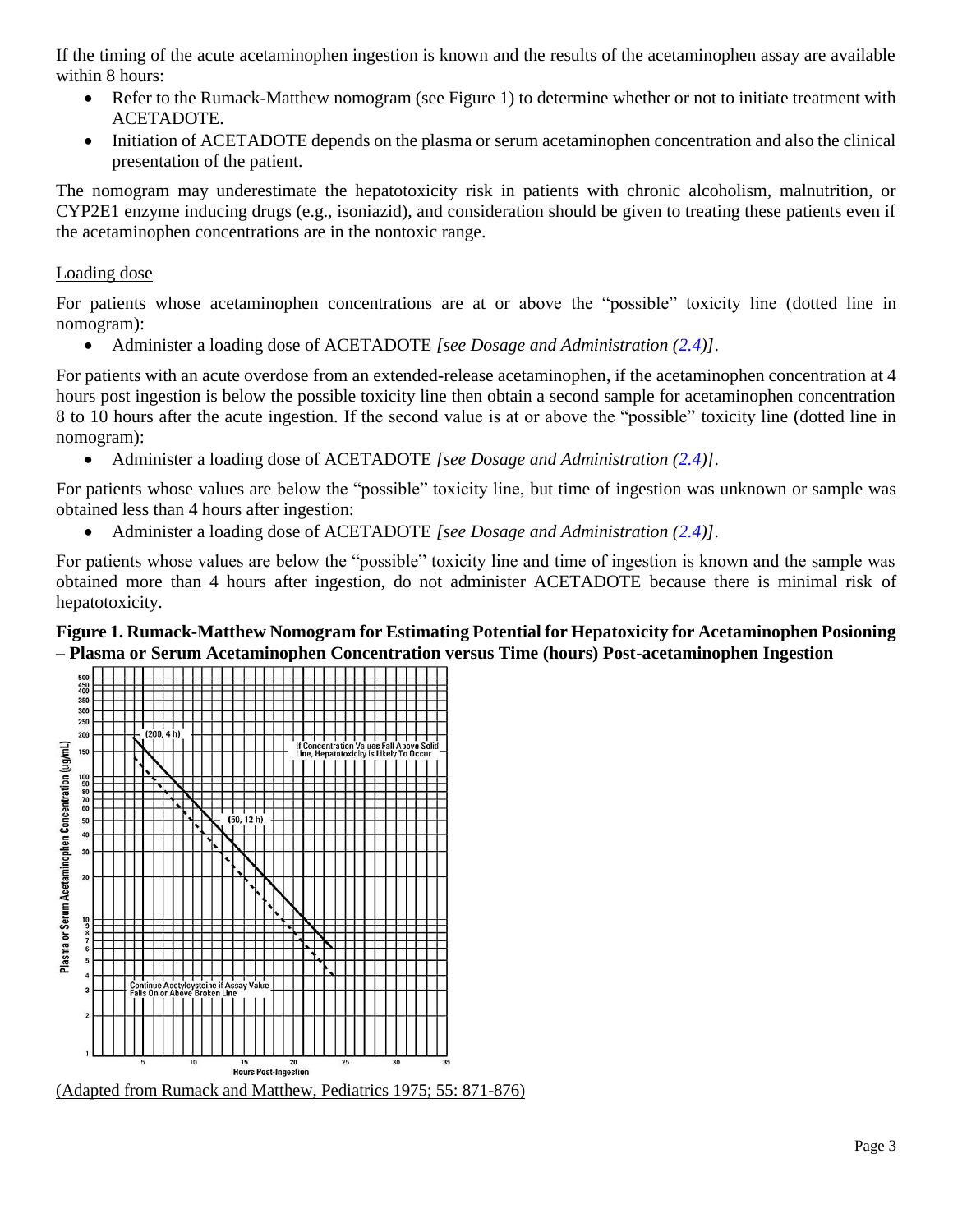If the timing of the acute acetaminophen ingestion is known and the results of the acetaminophen assay are available within 8 hours:

- Refer to the Rumack-Matthew nomogram (see Figure 1) to determine whether or not to initiate treatment with ACETADOTE.
- Initiation of ACETADOTE depends on the plasma or serum acetaminophen concentration and also the clinical presentation of the patient.

The nomogram may underestimate the hepatotoxicity risk in patients with chronic alcoholism, malnutrition, or CYP2E1 enzyme inducing drugs (e.g., isoniazid), and consideration should be given to treating these patients even if the acetaminophen concentrations are in the nontoxic range.

Loading dose

For patients whose acetaminophen concentrations are at or above the "possible" toxicity line (dotted line in nomogram):

- Administer a loading dose of ACETADOTE *[see Dosage and Administration (2.4)]*.

For patients with an acute overdose from an extended-release acetaminophen, if the acetaminophen concentration at 4 hours post ingestion is below the possible toxicity line then obtain a second sample for acetaminophen concentration 8 to 10 hours after the acute ingestion. If the second value is at or above the "possible" toxicity line (dotted line in nomogram):

- Administer a loading dose of ACETADOTE *[see Dosage and Administration (2.4)]*.

For patients whose values are below the "possible" toxicity line, but time of ingestion was unknown or sample was obtained less than 4 hours after ingestion:

- Administer a loading dose of ACETADOTE *[see Dosage and Administration (2.4)]*.

For patients whose values are below the "possible" toxicity line and time of ingestion is known and the sample was obtained more than 4 hours after ingestion, do not administer ACETADOTE because there is minimal risk of hepatotoxicity.

**Figure 1. Rumack-Matthew Nomogram for Estimating Potential for Hepatotoxicity for Acetaminophen Posioning – Plasma or Serum Acetaminophen Concentration versus Time (hours) Post-acetaminophen Ingestion**

(Adapted from Rumack and Matthew, Pediatrics 1975; 55: 871-876)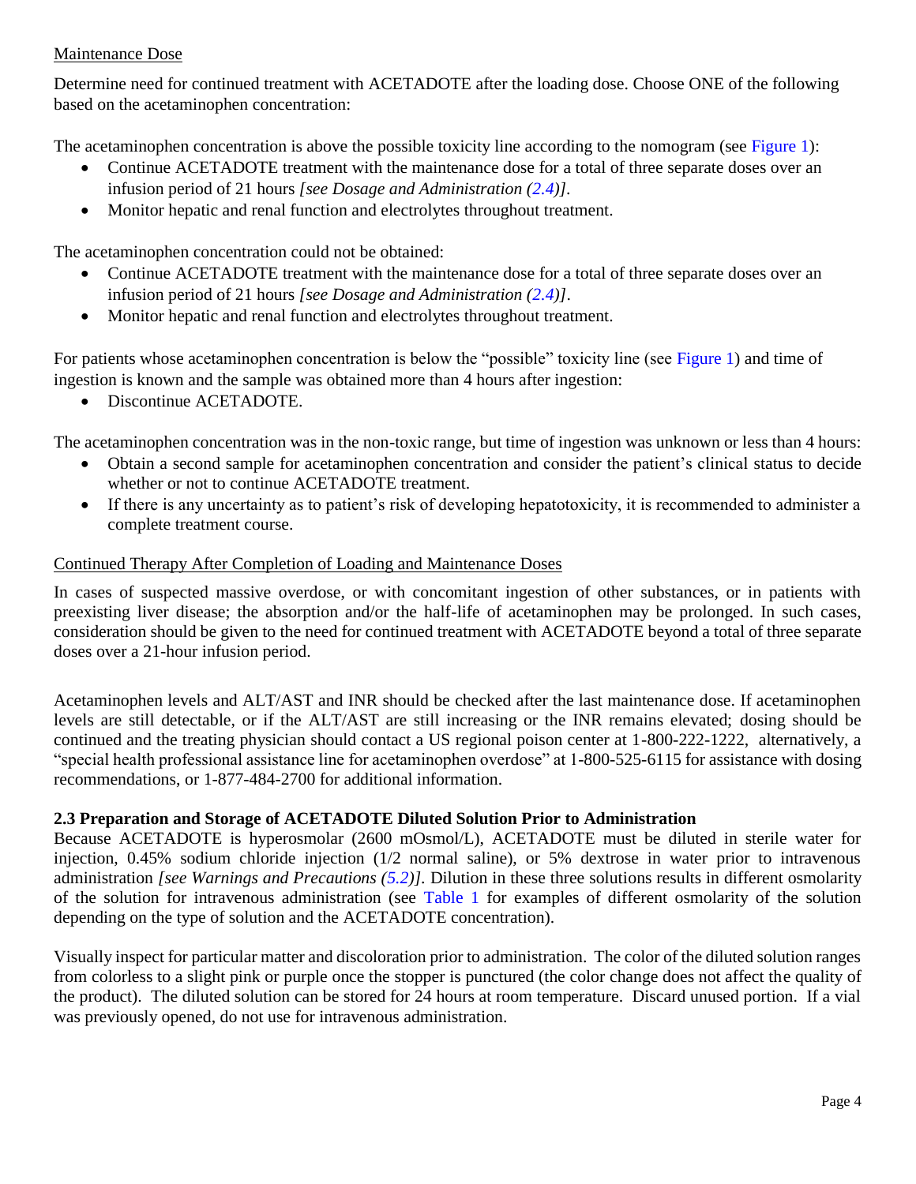Maintenance Dose

Determine need for continued treatment with ACETADOTE after the loading dose. Choose ONE of the following based on the acetaminophen concentration:

The acetaminophen concentration is above the possible toxicity line according to the nomogram (see Figure 1):

- Continue ACETADOTE treatment with the maintenance dose for a total of three separate doses over an infusion period of 21 hours *[see Dosage and Administration (2.4)]*.
- Monitor hepatic and renal function and electrolytes throughout treatment.

The acetaminophen concentration could not be obtained:

- Continue ACETADOTE treatment with the maintenance dose for a total of three separate doses over an infusion period of 21 hours *[see Dosage and Administration (2.4)]*.
- Monitor hepatic and renal function and electrolytes throughout treatment.

For patients whose acetaminophen concentration is below the "possible" toxicity line (see Figure 1) and time of ingestion is known and the sample was obtained more than 4 hours after ingestion:

- Discontinue ACETADOTE.

The acetaminophen concentration was in the non-toxic range, but time of ingestion was unknown or less than 4 hours:

- Obtain a second sample for acetaminophen concentration and consider the patient's clinical status to decide whether or not to continue ACETADOTE treatment.
- If there is any uncertainty as to patient's risk of developing hepatotoxicity, it is recommended to administer a complete treatment course.

Continued Therapy After Completion of Loading and Maintenance Doses

In cases of suspected massive overdose, or with concomitant ingestion of other substances, or in patients with preexisting liver disease; the absorption and/or the half-life of acetaminophen may be prolonged. In such cases, consideration should be given to the need for continued treatment with ACETADOTE beyond a total of three separate doses over a 21-hour infusion period.

Acetaminophen levels and ALT/AST and INR should be checked after the last maintenance dose. If acetaminophen levels are still detectable, or if the ALT/AST are still increasing or the INR remains elevated; dosing should be continued and the treating physician should contact a US regional poison center at 1-800-222-1222, alternatively, a "special health professional assistance line for acetaminophen overdose" at 1-800-525-6115 for assistance with dosing recommendations, or 1-877-484-2700 for additional information.

### 2.3 Preparation and Storage of ACETADOTE Diluted Solution Prior to Administration

Because ACETADOTE is hyperosmolar (2600 mOsmol/L), ACETADOTE must be diluted in sterile water for injection, 0.45% sodium chloride injection (1/2 normal saline), or 5% dextrose in water prior to intravenous administration *[see Warnings and Precautions (5.2)]*. Dilution in these three solutions results in different osmolarity of the solution for intravenous administration (see Table 1 for examples of different osmolarity of the solution depending on the type of solution and the ACETADOTE concentration).

Visually inspect for particular matter and discoloration prior to administration. The color of the diluted solution ranges from colorless to a slight pink or purple once the stopper is punctured (the color change does not affect the quality of the product). The diluted solution can be stored for 24 hours at room temperature. Discard unused portion. If a vial was previously opened, do not use for intravenous administration.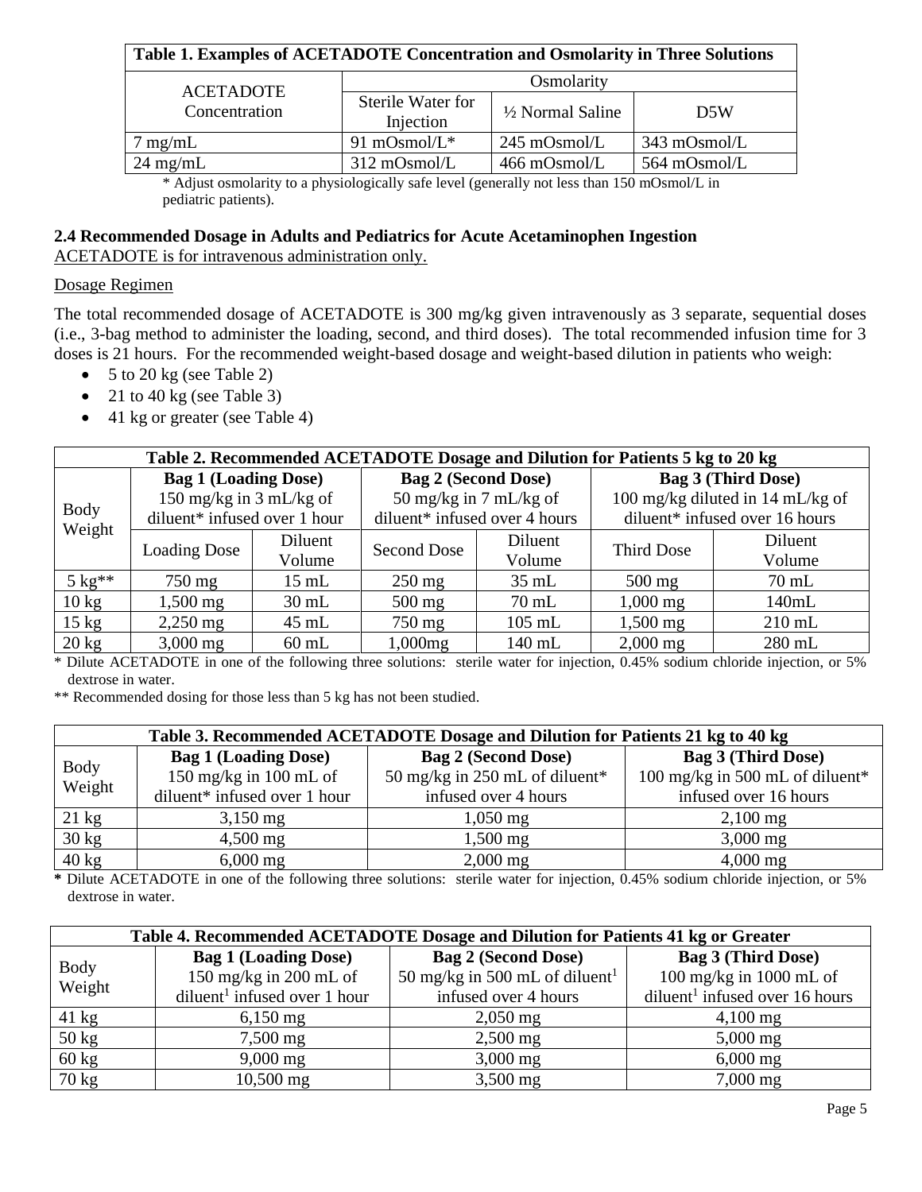| Table 1. Examples of ACETADOTE Concentration and Osmolarity in Three Solutions | | | |
|---|---|---|---|
| ACETADOTE Concentration | Osmolarity | | |
| | Sterile Water for Injection | ½ Normal Saline | D5W |
| 7 mg/mL | 91 mOsmol/L* | 245 mOsmol/L | 343 mOsmol/L |
| 24 mg/mL | 312 mOsmol/L | 466 mOsmol/L | 564 mOsmol/L |

\* Adjust osmolarity to a physiologically safe level (generally not less than 150 mOsmol/L in pediatric patients).

### 2.4 Recommended Dosage in Adults and Pediatrics for Acute Acetaminophen Ingestion

ACETADOTE is for intravenous administration only.

Dosage Regimen

The total recommended dosage of ACETADOTE is 300 mg/kg given intravenously as 3 separate, sequential doses (i.e., 3-bag method to administer the loading, second, and third doses). The total recommended infusion time for 3 doses is 21 hours. For the recommended weight-based dosage and weight-based dilution in patients who weigh:

- 5 to 20 kg (see Table 2)
- 21 to 40 kg (see Table 3)
- 41 kg or greater (see Table 4)

| Table 2. Recommended ACETADOTE Dosage and Dilution for Patients 5 kg to 20 kg | | | | | | |
|---|---|---|---|---|---|---|
| Body Weight | Bag 1 (Loading Dose) 150 mg/kg in 3 mL/kg of diluent* infused over 1 hour | | Bag 2 (Second Dose) 50 mg/kg in 7 mL/kg of diluent* infused over 4 hours | | Bag 3 (Third Dose) 100 mg/kg diluted in 14 mL/kg of diluent* infused over 16 hours | |
| | Loading Dose | Diluent Volume | Second Dose | Diluent Volume | Third Dose | Diluent Volume |
| 5 kg** | 750 mg | 15 mL | 250 mg | 35 mL | 500 mg | 70 mL |
| 10 kg | 1,500 mg | 30 mL | 500 mg | 70 mL | 1,000 mg | 140mL |
| 15 kg | 2,250 mg | 45 mL | 750 mg | 105 mL | 1,500 mg | 210 mL |
| 20 kg | 3,000 mg | 60 mL | 1,000mg | 140 mL | 2,000 mg | 280 mL |

\* Dilute ACETADOTE in one of the following three solutions: sterile water for injection, 0.45% sodium chloride injection, or 5% dextrose in water.

\** Recommended dosing for those less than 5 kg has not been studied.

| Table 3. Recommended ACETADOTE Dosage and Dilution for Patients 21 kg to 40 kg | | | |
|---|---|---|---|
| Body Weight | Bag 1 (Loading Dose) 150 mg/kg in 100 mL of diluent* infused over 1 hour | Bag 2 (Second Dose) 50 mg/kg in 250 mL of diluent* infused over 4 hours | Bag 3 (Third Dose) 100 mg/kg in 500 mL of diluent* infused over 16 hours |
| 21 kg | 3,150 mg | 1,050 mg | 2,100 mg |
| 30 kg | 4,500 mg | 1,500 mg | 3,000 mg |
| 40 kg | 6,000 mg | 2,000 mg | 4,000 mg |

\* Dilute ACETADOTE in one of the following three solutions: sterile water for injection, 0.45% sodium chloride injection, or 5% dextrose in water.

| Table 4. Recommended ACETADOTE Dosage and Dilution for Patients 41 kg or Greater | | | |
|---|---|---|---|
| Body Weight | Bag 1 (Loading Dose) 150 mg/kg in 200 mL of diluent[1] infused over 1 hour | Bag 2 (Second Dose) 50 mg/kg in 500 mL of diluent[1] infused over 4 hours | Bag 3 (Third Dose) 100 mg/kg in 1000 mL of diluent[1] infused over 16 hours |
| 41 kg | 6,150 mg | 2,050 mg | 4,100 mg |
| 50 kg | 7,500 mg | 2,500 mg | 5,000 mg |
| 60 kg | 9,000 mg | 3,000 mg | 6,000 mg |
| 70 kg | 10,500 mg | 3,500 mg | 7,000 mg |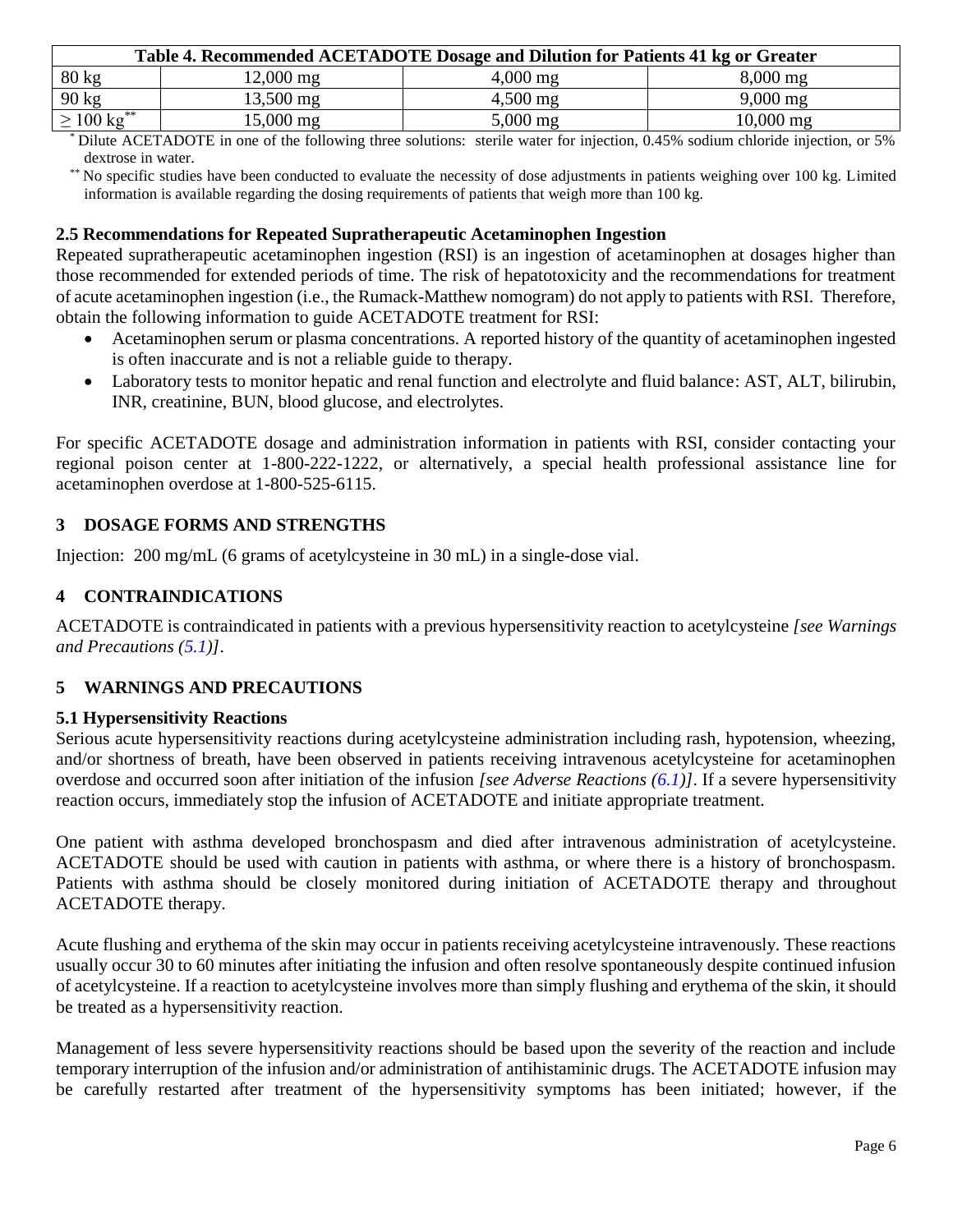| Table 4. Recommended ACETADOTE Dosage and Dilution for Patients 41 kg or Greater | | | |
|---|---|---|---|
| 80 kg | 12,000 mg | 4,000 mg | 8,000 mg |
| 90 kg | 13,500 mg | 4,500 mg | 9,000 mg |
| ≥ 100 kg** | 15,000 mg | 5,000 mg | 10,000 mg |

\* Dilute ACETADOTE in one of the following three solutions: sterile water for injection, 0.45% sodium chloride injection, or 5% dextrose in water.

** No specific studies have been conducted to evaluate the necessity of dose adjustments in patients weighing over 100 kg. Limited information is available regarding the dosing requirements of patients that weigh more than 100 kg.

### 2.5 Recommendations for Repeated Supratherapeutic Acetaminophen Ingestion

Repeated supratherapeutic acetaminophen ingestion (RSI) is an ingestion of acetaminophen at dosages higher than those recommended for extended periods of time. The risk of hepatotoxicity and the recommendations for treatment of acute acetaminophen ingestion (i.e., the Rumack-Matthew nomogram) do not apply to patients with RSI. Therefore, obtain the following information to guide ACETADOTE treatment for RSI:

- Acetaminophen serum or plasma concentrations. A reported history of the quantity of acetaminophen ingested is often inaccurate and is not a reliable guide to therapy.
- Laboratory tests to monitor hepatic and renal function and electrolyte and fluid balance: AST, ALT, bilirubin, INR, creatinine, BUN, blood glucose, and electrolytes.

For specific ACETADOTE dosage and administration information in patients with RSI, consider contacting your regional poison center at 1-800-222-1222, or alternatively, a special health professional assistance line for acetaminophen overdose at 1-800-525-6115.

## 3 DOSAGE FORMS AND STRENGTHS

Injection: 200 mg/mL (6 grams of acetylcysteine in 30 mL) in a single-dose vial.

## 4 CONTRAINDICATIONS

ACETADOTE is contraindicated in patients with a previous hypersensitivity reaction to acetylcysteine *[see Warnings and Precautions (5.1)]*.

## 5 WARNINGS AND PRECAUTIONS

### 5.1 Hypersensitivity Reactions

Serious acute hypersensitivity reactions during acetylcysteine administration including rash, hypotension, wheezing, and/or shortness of breath, have been observed in patients receiving intravenous acetylcysteine for acetaminophen overdose and occurred soon after initiation of the infusion *[see Adverse Reactions (6.1)]*. If a severe hypersensitivity reaction occurs, immediately stop the infusion of ACETADOTE and initiate appropriate treatment.

One patient with asthma developed bronchospasm and died after intravenous administration of acetylcysteine. ACETADOTE should be used with caution in patients with asthma, or where there is a history of bronchospasm. Patients with asthma should be closely monitored during initiation of ACETADOTE therapy and throughout ACETADOTE therapy.

Acute flushing and erythema of the skin may occur in patients receiving acetylcysteine intravenously. These reactions usually occur 30 to 60 minutes after initiating the infusion and often resolve spontaneously despite continued infusion of acetylcysteine. If a reaction to acetylcysteine involves more than simply flushing and erythema of the skin, it should be treated as a hypersensitivity reaction.

Management of less severe hypersensitivity reactions should be based upon the severity of the reaction and include temporary interruption of the infusion and/or administration of antihistaminic drugs. The ACETADOTE infusion may be carefully restarted after treatment of the hypersensitivity symptoms has been initiated; however, if the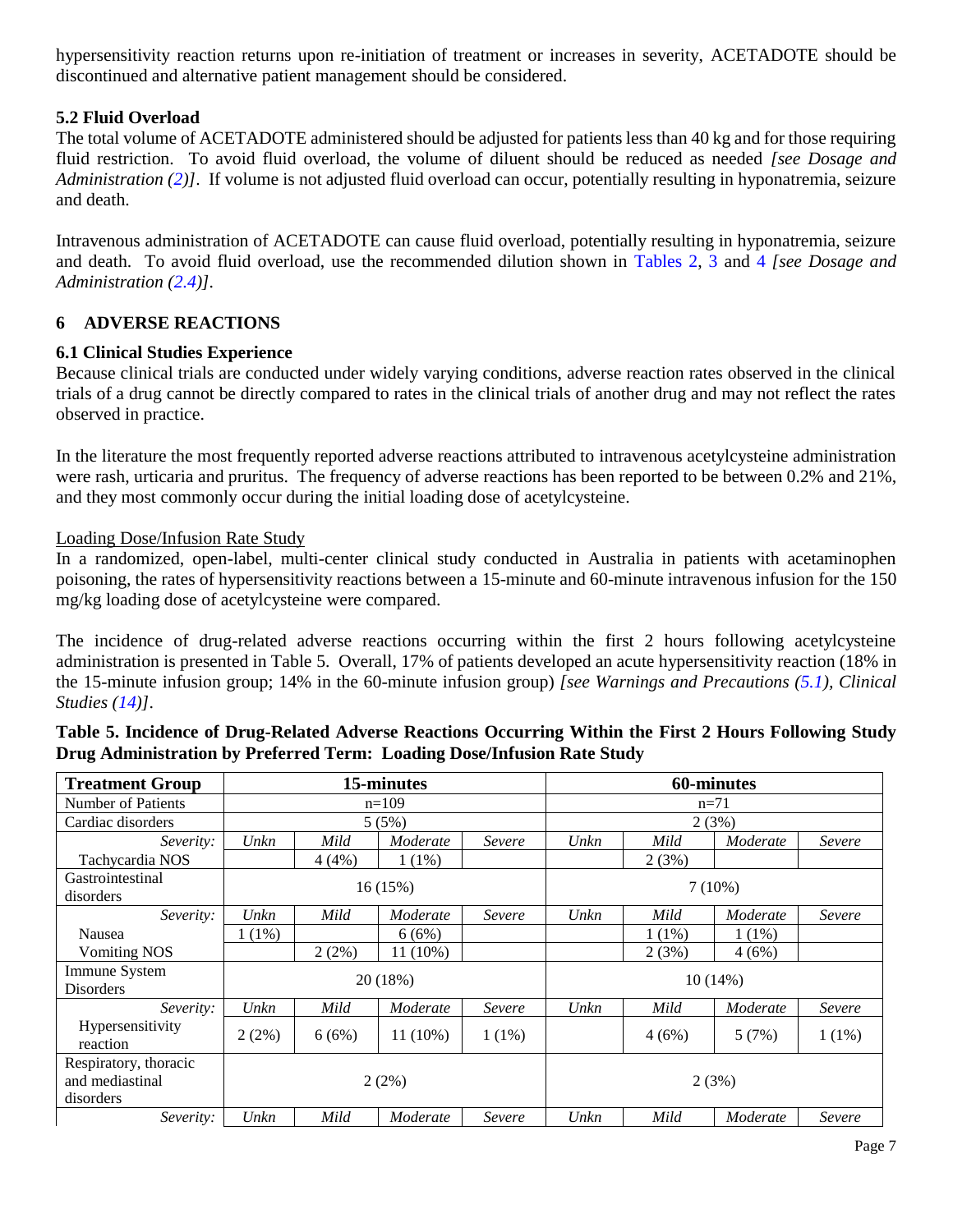hypersensitivity reaction returns upon re-initiation of treatment or increases in severity, ACETADOTE should be discontinued and alternative patient management should be considered.

### 5.2 Fluid Overload

The total volume of ACETADOTE administered should be adjusted for patients less than 40 kg and for those requiring fluid restriction. To avoid fluid overload, the volume of diluent should be reduced as needed *[see Dosage and Administration (2)]*. If volume is not adjusted fluid overload can occur, potentially resulting in hyponatremia, seizure and death.

Intravenous administration of ACETADOTE can cause fluid overload, potentially resulting in hyponatremia, seizure and death. To avoid fluid overload, use the recommended dilution shown in Tables 2, 3 and 4 *[see Dosage and Administration (2.4)]*.

## 6 ADVERSE REACTIONS

### 6.1 Clinical Studies Experience

Because clinical trials are conducted under widely varying conditions, adverse reaction rates observed in the clinical trials of a drug cannot be directly compared to rates in the clinical trials of another drug and may not reflect the rates observed in practice.

In the literature the most frequently reported adverse reactions attributed to intravenous acetylcysteine administration were rash, urticaria and pruritus. The frequency of adverse reactions has been reported to be between 0.2% and 21%, and they most commonly occur during the initial loading dose of acetylcysteine.

Loading Dose/Infusion Rate Study

In a randomized, open-label, multi-center clinical study conducted in Australia in patients with acetaminophen poisoning, the rates of hypersensitivity reactions between a 15-minute and 60-minute intravenous infusion for the 150 mg/kg loading dose of acetylcysteine were compared.

The incidence of drug-related adverse reactions occurring within the first 2 hours following acetylcysteine administration is presented in Table 5. Overall, 17% of patients developed an acute hypersensitivity reaction (18% in the 15-minute infusion group; 14% in the 60-minute infusion group) *[see Warnings and Precautions (5.1), Clinical Studies (14)]*.

**Table 5. Incidence of Drug-Related Adverse Reactions Occurring Within the First 2 Hours Following Study Drug Administration by Preferred Term: Loading Dose/Infusion Rate Study**

| Treatment Group | 15-minutes | | | | 60-minutes | | | |
|---|---|---|---|---|---|---|---|---|
| Number of Patients | n=109 | | | | n=71 | | | |
| Cardiac disorders | 5 (5%) | | | | 2 (3%) | | | |
| *Severity:* | *Unkn* | *Mild* | *Moderate* | *Severe* | *Unkn* | *Mild* | *Moderate* | *Severe* |
| Tachycardia NOS | | 4 (4%) | 1 (1%) | | | 2 (3%) | | |
| Gastrointestinal disorders | 16 (15%) | | | | 7 (10%) | | | |
| *Severity:* | *Unkn* | *Mild* | *Moderate* | *Severe* | *Unkn* | *Mild* | *Moderate* | *Severe* |
| Nausea | 1 (1%) | | 6 (6%) | | | 1 (1%) | 1 (1%) | |
| Vomiting NOS | | 2 (2%) | 11 (10%) | | | 2 (3%) | 4 (6%) | |
| Immune System Disorders | 20 (18%) | | | | 10 (14%) | | | |
| *Severity:* | *Unkn* | *Mild* | *Moderate* | *Severe* | *Unkn* | *Mild* | *Moderate* | *Severe* |
| Hypersensitivity reaction | 2 (2%) | 6 (6%) | 11 (10%) | 1 (1%) | | 4 (6%) | 5 (7%) | 1 (1%) |
| Respiratory, thoracic and mediastinal disorders | 2 (2%) | | | | 2 (3%) | | | |
| *Severity:* | *Unkn* | *Mild* | *Moderate* | *Severe* | *Unkn* | *Mild* | *Moderate* | *Severe* |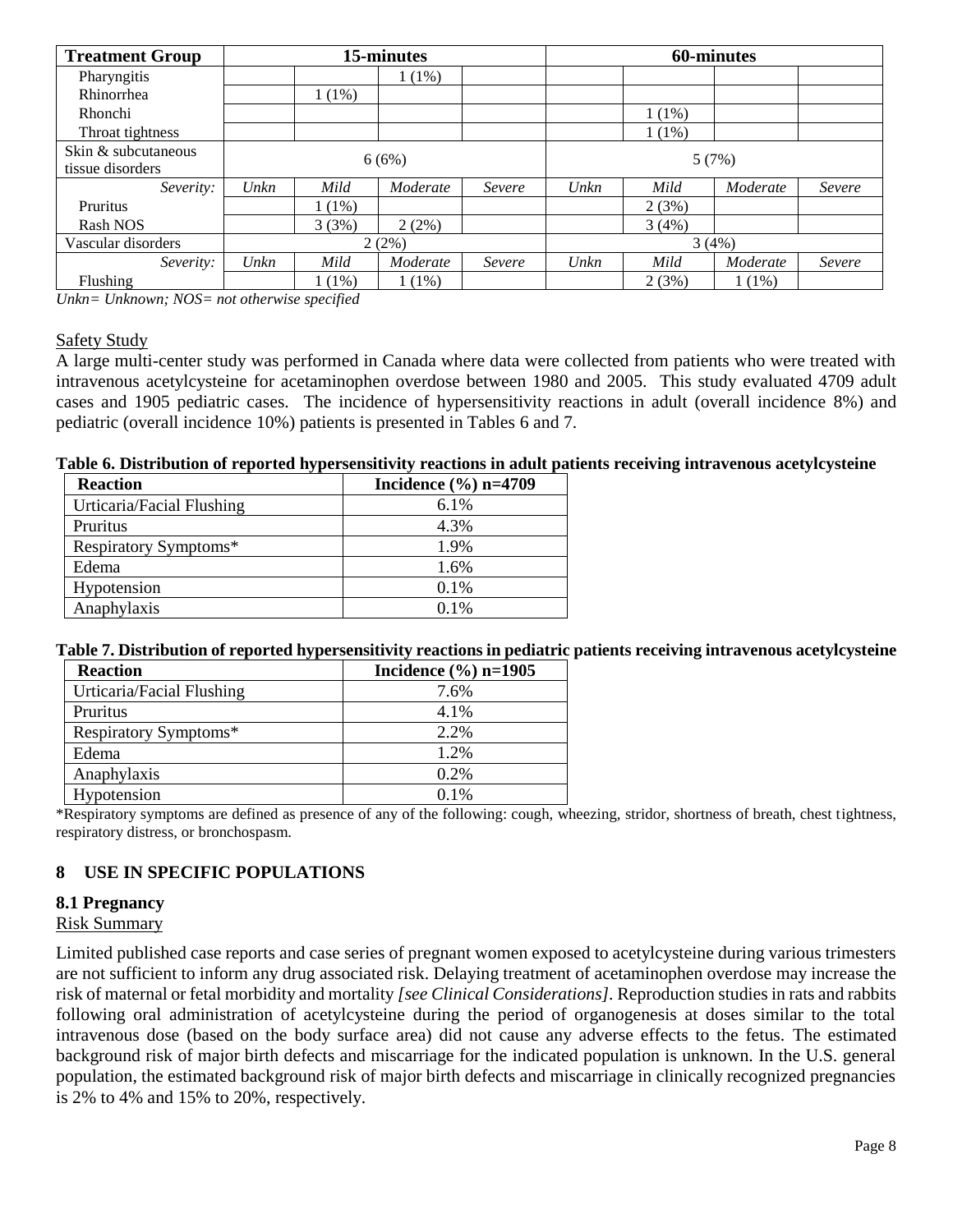| Treatment Group | 15-minutes | | | | 60-minutes | | | |
|---|---|---|---|---|---|---|---|---|
| Pharyngitis | | | 1 (1%) | | | | | |
| Rhinorrhea | | 1 (1%) | | | | | | |
| Rhonchi | | | | | | 1 (1%) | | |
| Throat tightness | | | | | | 1 (1%) | | |
| Skin & subcutaneous tissue disorders | 6 (6%) | | | | 5 (7%) | | | |
| *Severity:* | *Unkn* | *Mild* | *Moderate* | *Severe* | *Unkn* | *Mild* | *Moderate* | *Severe* |
| Pruritus | | 1 (1%) | | | | 2 (3%) | | |
| Rash NOS | | 3 (3%) | 2 (2%) | | | 3 (4%) | | |
| Vascular disorders | 2 (2%) | | | | 3 (4%) | | | |
| *Severity:* | *Unkn* | *Mild* | *Moderate* | *Severe* | *Unkn* | *Mild* | *Moderate* | *Severe* |
| Flushing | | 1 (1%) | 1 (1%) | | | 2 (3%) | 1 (1%) | |

*Unkn= Unknown; NOS= not otherwise specified*

Safety Study

A large multi-center study was performed in Canada where data were collected from patients who were treated with intravenous acetylcysteine for acetaminophen overdose between 1980 and 2005. This study evaluated 4709 adult cases and 1905 pediatric cases. The incidence of hypersensitivity reactions in adult (overall incidence 8%) and pediatric (overall incidence 10%) patients is presented in Tables 6 and 7.

**Table 6. Distribution of reported hypersensitivity reactions in adult patients receiving intravenous acetylcysteine**

| Reaction | Incidence (%) n=4709 |
|---|---|
| Urticaria/Facial Flushing | 6.1% |
| Pruritus | 4.3% |
| Respiratory Symptoms* | 1.9% |
| Edema | 1.6% |
| Hypotension | 0.1% |
| Anaphylaxis | 0.1% |

**Table 7. Distribution of reported hypersensitivity reactions in pediatric patients receiving intravenous acetylcysteine**

| Reaction | Incidence (%) n=1905 |
|---|---|
| Urticaria/Facial Flushing | 7.6% |
| Pruritus | 4.1% |
| Respiratory Symptoms* | 2.2% |
| Edema | 1.2% |
| Anaphylaxis | 0.2% |
| Hypotension | 0.1% |

*Respiratory symptoms are defined as presence of any of the following: cough, wheezing, stridor, shortness of breath, chest tightness, respiratory distress, or bronchospasm.

## 8 USE IN SPECIFIC POPULATIONS

### 8.1 Pregnancy

Risk Summary

Limited published case reports and case series of pregnant women exposed to acetylcysteine during various trimesters are not sufficient to inform any drug associated risk. Delaying treatment of acetaminophen overdose may increase the risk of maternal or fetal morbidity and mortality *[see Clinical Considerations]*. Reproduction studies in rats and rabbits following oral administration of acetylcysteine during the period of organogenesis at doses similar to the total intravenous dose (based on the body surface area) did not cause any adverse effects to the fetus. The estimated background risk of major birth defects and miscarriage for the indicated population is unknown. In the U.S. general population, the estimated background risk of major birth defects and miscarriage in clinically recognized pregnancies is 2% to 4% and 15% to 20%, respectively.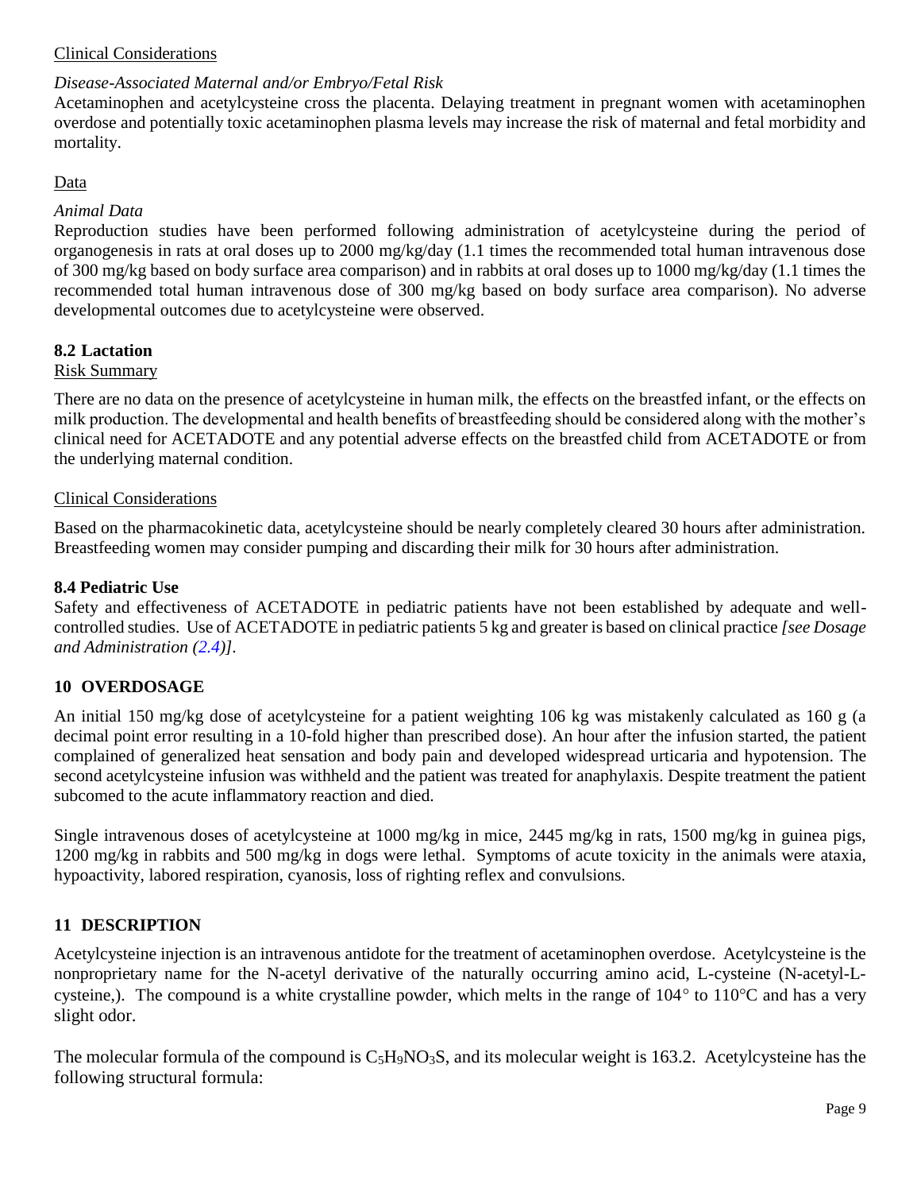Clinical Considerations

*Disease-Associated Maternal and/or Embryo/Fetal Risk*

Acetaminophen and acetylcysteine cross the placenta. Delaying treatment in pregnant women with acetaminophen overdose and potentially toxic acetaminophen plasma levels may increase the risk of maternal and fetal morbidity and mortality.

Data

*Animal Data*

Reproduction studies have been performed following administration of acetylcysteine during the period of organogenesis in rats at oral doses up to 2000 mg/kg/day (1.1 times the recommended total human intravenous dose of 300 mg/kg based on body surface area comparison) and in rabbits at oral doses up to 1000 mg/kg/day (1.1 times the recommended total human intravenous dose of 300 mg/kg based on body surface area comparison). No adverse developmental outcomes due to acetylcysteine were observed.

### 8.2 Lactation

Risk Summary

There are no data on the presence of acetylcysteine in human milk, the effects on the breastfed infant, or the effects on milk production. The developmental and health benefits of breastfeeding should be considered along with the mother's clinical need for ACETADOTE and any potential adverse effects on the breastfed child from ACETADOTE or from the underlying maternal condition.

Clinical Considerations

Based on the pharmacokinetic data, acetylcysteine should be nearly completely cleared 30 hours after administration. Breastfeeding women may consider pumping and discarding their milk for 30 hours after administration.

### 8.4 Pediatric Use

Safety and effectiveness of ACETADOTE in pediatric patients have not been established by adequate and well-controlled studies. Use of ACETADOTE in pediatric patients 5 kg and greater is based on clinical practice *[see Dosage and Administration (2.4)]*.

## 10 OVERDOSAGE

An initial 150 mg/kg dose of acetylcysteine for a patient weighting 106 kg was mistakenly calculated as 160 g (a decimal point error resulting in a 10-fold higher than prescribed dose). An hour after the infusion started, the patient complained of generalized heat sensation and body pain and developed widespread urticaria and hypotension. The second acetylcysteine infusion was withheld and the patient was treated for anaphylaxis. Despite treatment the patient subcomed to the acute inflammatory reaction and died.

Single intravenous doses of acetylcysteine at 1000 mg/kg in mice, 2445 mg/kg in rats, 1500 mg/kg in guinea pigs, 1200 mg/kg in rabbits and 500 mg/kg in dogs were lethal. Symptoms of acute toxicity in the animals were ataxia, hypoactivity, labored respiration, cyanosis, loss of righting reflex and convulsions.

## 11 DESCRIPTION

Acetylcysteine injection is an intravenous antidote for the treatment of acetaminophen overdose. Acetylcysteine is the nonproprietary name for the N-acetyl derivative of the naturally occurring amino acid, L-cysteine (N-acetyl-L-cysteine,). The compound is a white crystalline powder, which melts in the range of 104° to 110°C and has a very slight odor.

The molecular formula of the compound is $C_5H_9NO_3S$, and its molecular weight is 163.2. Acetylcysteine has the following structural formula: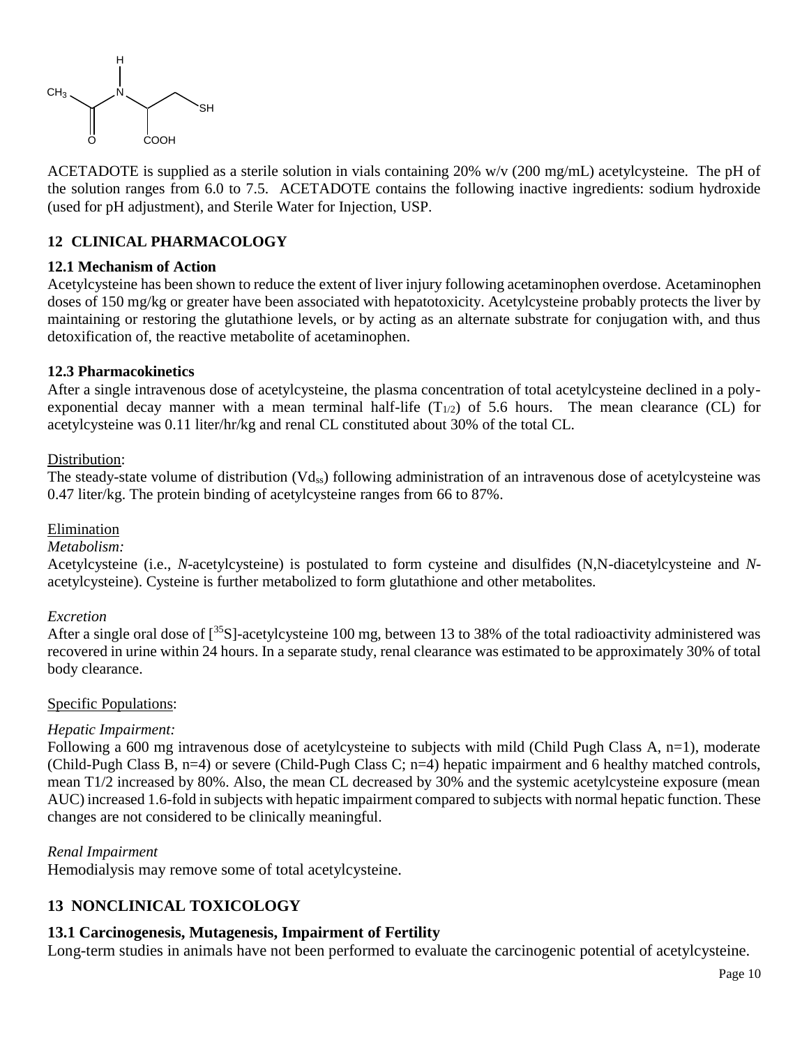ACETADOTE is supplied as a sterile solution in vials containing 20% w/v (200 mg/mL) acetylcysteine. The pH of the solution ranges from 6.0 to 7.5. ACETADOTE contains the following inactive ingredients: sodium hydroxide (used for pH adjustment), and Sterile Water for Injection, USP.

## 12 CLINICAL PHARMACOLOGY

### 12.1 Mechanism of Action

Acetylcysteine has been shown to reduce the extent of liver injury following acetaminophen overdose. Acetaminophen doses of 150 mg/kg or greater have been associated with hepatotoxicity. Acetylcysteine probably protects the liver by maintaining or restoring the glutathione levels, or by acting as an alternate substrate for conjugation with, and thus detoxification of, the reactive metabolite of acetaminophen.

### 12.3 Pharmacokinetics

After a single intravenous dose of acetylcysteine, the plasma concentration of total acetylcysteine declined in a poly-exponential decay manner with a mean terminal half-life ($T_{1/2}$) of 5.6 hours. The mean clearance (CL) for acetylcysteine was 0.11 liter/hr/kg and renal CL constituted about 30% of the total CL.

Distribution:

The steady-state volume of distribution ($Vd_{ss}$) following administration of an intravenous dose of acetylcysteine was 0.47 liter/kg. The protein binding of acetylcysteine ranges from 66 to 87%.

Elimination

*Metabolism:*

Acetylcysteine (i.e., *N*-acetylcysteine) is postulated to form cysteine and disulfides (N,N-diacetylcysteine and *N*-acetylcysteine). Cysteine is further metabolized to form glutathione and other metabolites.

*Excretion*

After a single oral dose of [$^{35}$S]-acetylcysteine 100 mg, between 13 to 38% of the total radioactivity administered was recovered in urine within 24 hours. In a separate study, renal clearance was estimated to be approximately 30% of total body clearance.

Specific Populations:

*Hepatic Impairment:*

Following a 600 mg intravenous dose of acetylcysteine to subjects with mild (Child Pugh Class A, n=1), moderate (Child-Pugh Class B, n=4) or severe (Child-Pugh Class C; n=4) hepatic impairment and 6 healthy matched controls, mean T1/2 increased by 80%. Also, the mean CL decreased by 30% and the systemic acetylcysteine exposure (mean AUC) increased 1.6-fold in subjects with hepatic impairment compared to subjects with normal hepatic function. These changes are not considered to be clinically meaningful.

*Renal Impairment*

Hemodialysis may remove some of total acetylcysteine.

## 13 NONCLINICAL TOXICOLOGY

### 13.1 Carcinogenesis, Mutagenesis, Impairment of Fertility

Long-term studies in animals have not been performed to evaluate the carcinogenic potential of acetylcysteine.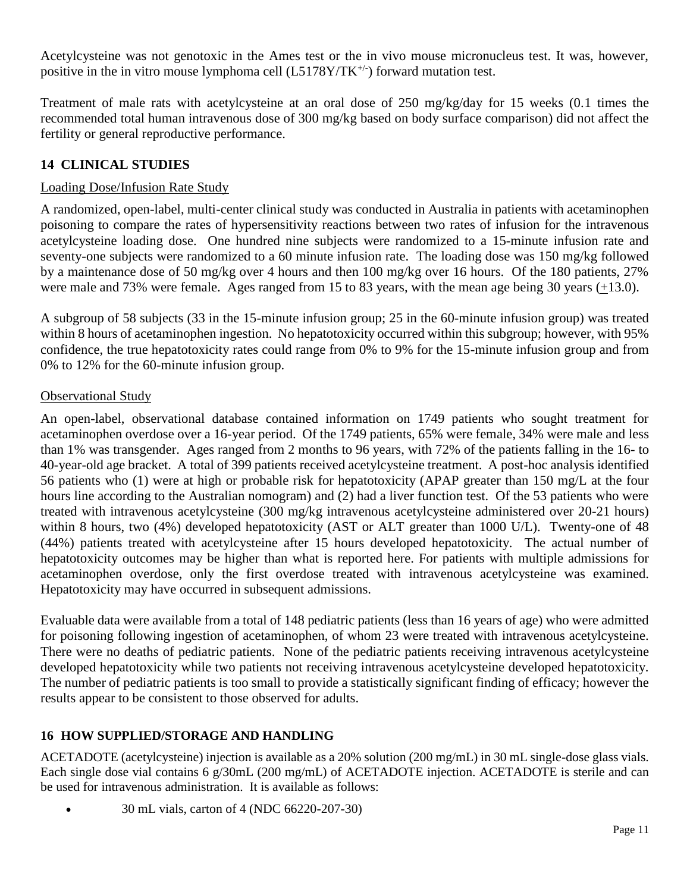Acetylcysteine was not genotoxic in the Ames test or the in vivo mouse micronucleus test. It was, however, positive in the in vitro mouse lymphoma cell ($L5178Y/TK^{+/-}$) forward mutation test.

Treatment of male rats with acetylcysteine at an oral dose of 250 mg/kg/day for 15 weeks (0.1 times the recommended total human intravenous dose of 300 mg/kg based on body surface comparison) did not affect the fertility or general reproductive performance.

## 14 CLINICAL STUDIES

Loading Dose/Infusion Rate Study

A randomized, open-label, multi-center clinical study was conducted in Australia in patients with acetaminophen poisoning to compare the rates of hypersensitivity reactions between two rates of infusion for the intravenous acetylcysteine loading dose. One hundred nine subjects were randomized to a 15-minute infusion rate and seventy-one subjects were randomized to a 60 minute infusion rate. The loading dose was 150 mg/kg followed by a maintenance dose of 50 mg/kg over 4 hours and then 100 mg/kg over 16 hours. Of the 180 patients, 27% were male and 73% were female. Ages ranged from 15 to 83 years, with the mean age being 30 years (±13.0).

A subgroup of 58 subjects (33 in the 15-minute infusion group; 25 in the 60-minute infusion group) was treated within 8 hours of acetaminophen ingestion. No hepatotoxicity occurred within this subgroup; however, with 95% confidence, the true hepatotoxicity rates could range from 0% to 9% for the 15-minute infusion group and from 0% to 12% for the 60-minute infusion group.

Observational Study

An open-label, observational database contained information on 1749 patients who sought treatment for acetaminophen overdose over a 16-year period. Of the 1749 patients, 65% were female, 34% were male and less than 1% was transgender. Ages ranged from 2 months to 96 years, with 72% of the patients falling in the 16- to 40-year-old age bracket. A total of 399 patients received acetylcysteine treatment. A post-hoc analysis identified 56 patients who (1) were at high or probable risk for hepatotoxicity (APAP greater than 150 mg/L at the four hours line according to the Australian nomogram) and (2) had a liver function test. Of the 53 patients who were treated with intravenous acetylcysteine (300 mg/kg intravenous acetylcysteine administered over 20-21 hours) within 8 hours, two (4%) developed hepatotoxicity (AST or ALT greater than 1000 U/L). Twenty-one of 48 (44%) patients treated with acetylcysteine after 15 hours developed hepatotoxicity. The actual number of hepatotoxicity outcomes may be higher than what is reported here. For patients with multiple admissions for acetaminophen overdose, only the first overdose treated with intravenous acetylcysteine was examined. Hepatotoxicity may have occurred in subsequent admissions.

Evaluable data were available from a total of 148 pediatric patients (less than 16 years of age) who were admitted for poisoning following ingestion of acetaminophen, of whom 23 were treated with intravenous acetylcysteine. There were no deaths of pediatric patients. None of the pediatric patients receiving intravenous acetylcysteine developed hepatotoxicity while two patients not receiving intravenous acetylcysteine developed hepatotoxicity. The number of pediatric patients is too small to provide a statistically significant finding of efficacy; however the results appear to be consistent to those observed for adults.

## 16 HOW SUPPLIED/STORAGE AND HANDLING

ACETADOTE (acetylcysteine) injection is available as a 20% solution (200 mg/mL) in 30 mL single-dose glass vials. Each single dose vial contains 6 g/30mL (200 mg/mL) of ACETADOTE injection. ACETADOTE is sterile and can be used for intravenous administration. It is available as follows:

- 30 mL vials, carton of 4 (NDC 66220-207-30)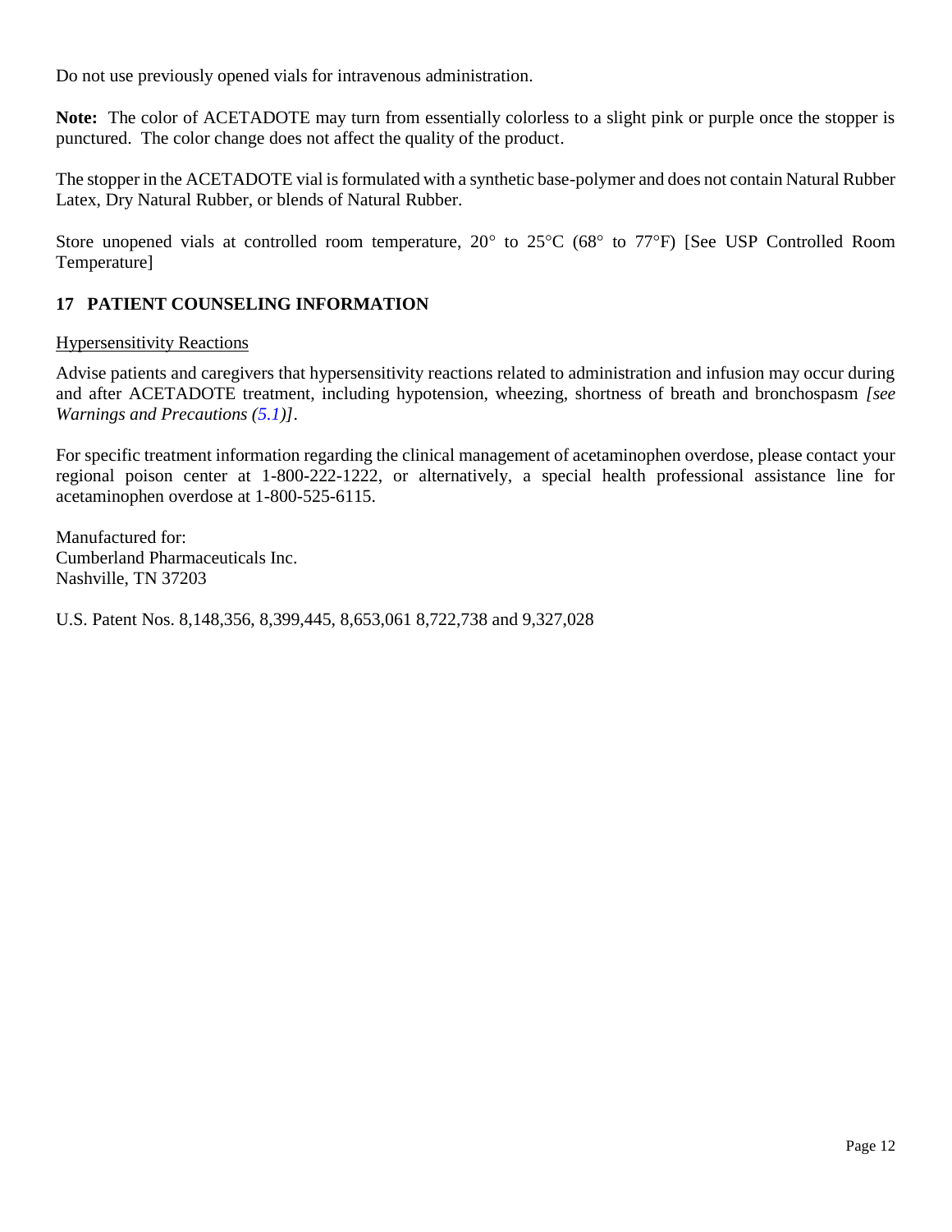Do not use previously opened vials for intravenous administration.

**Note:** The color of ACETADOTE may turn from essentially colorless to a slight pink or purple once the stopper is punctured. The color change does not affect the quality of the product.

The stopper in the ACETADOTE vial is formulated with a synthetic base-polymer and does not contain Natural Rubber Latex, Dry Natural Rubber, or blends of Natural Rubber.

Store unopened vials at controlled room temperature, 20° to 25°C (68° to 77°F) [See USP Controlled Room Temperature]

## 17 PATIENT COUNSELING INFORMATION

Hypersensitivity Reactions

Advise patients and caregivers that hypersensitivity reactions related to administration and infusion may occur during and after ACETADOTE treatment, including hypotension, wheezing, shortness of breath and bronchospasm *[see Warnings and Precautions (5.1)]*.

For specific treatment information regarding the clinical management of acetaminophen overdose, please contact your regional poison center at 1-800-222-1222, or alternatively, a special health professional assistance line for acetaminophen overdose at 1-800-525-6115.

Manufactured for:
Cumberland Pharmaceuticals Inc.
Nashville, TN 37203

U.S. Patent Nos. 8,148,356, 8,399,445, 8,653,061 8,722,738 and 9,327,028